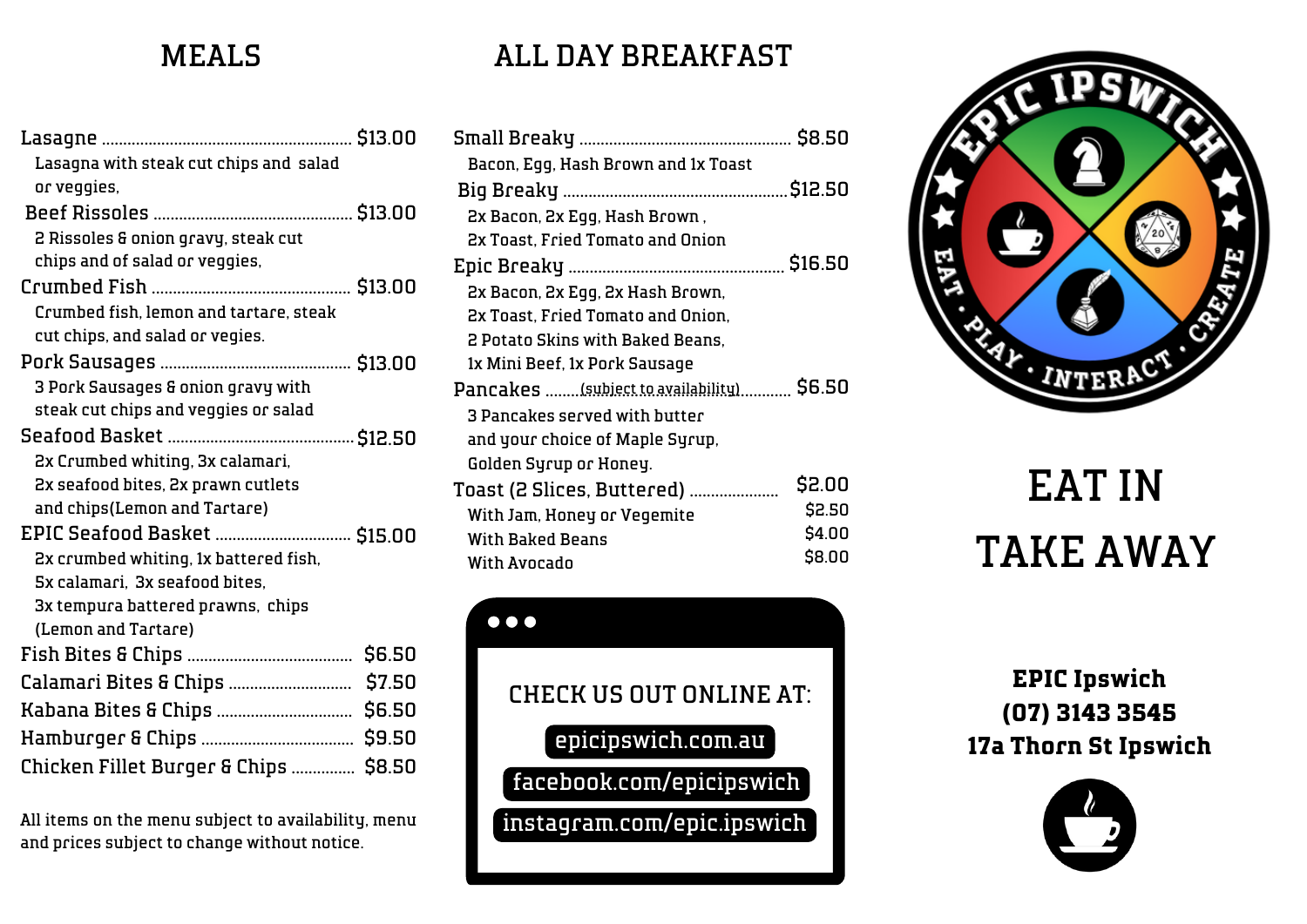## MEALS

**Lasagne** ............ $13.00
Lasagna with steak cut chips and salad or veggies,

**Beef Rissoles** ............ $13.00
2 Rissoles & onion gravy, steak cut chips and of salad or veggies,

**Crumbed Fish** ............ $13.00
Crumbed fish, lemon and tartare, steak cut chips, and salad or vegies.

**Pork Sausages** ............ $13.00
3 Pork Sausages & onion gravy with steak cut chips and veggies or salad

**Seafood Basket** ............ $12.50
2x Crumbed whiting, 3x calamari, 2x seafood bites, 2x prawn cutlets and chips(Lemon and Tartare)

**EPIC Seafood Basket** ............ $15.00
2x crumbed whiting, 1x battered fish, 5x calamari, 3x seafood bites, 3x tempura battered prawns, chips (Lemon and Tartare)

**Fish Bites & Chips** ............ $6.50

**Calamari Bites & Chips** ............ $7.50

**Kabana Bites & Chips** ............ $6.50

**Hamburger & Chips** ............ $9.50

**Chicken Fillet Burger & Chips** ............ $8.50

All items on the menu subject to availability, menu and prices subject to change without notice.

## ALL DAY BREAKFAST

**Small Breaky** ............ $8.50
Bacon, Egg, Hash Brown and 1x Toast

**Big Breaky** ............ $12.50
2x Bacon, 2x Egg, Hash Brown , 2x Toast, Fried Tomato and Onion

**Epic Breaky** ............ $16.50
2x Bacon, 2x Egg, 2x Hash Brown, 2x Toast, Fried Tomato and Onion, 2 Potato Skins with Baked Beans, 1x Mini Beef, 1x Pork Sausage

**Pancakes** ........(subject to availability)........ $6.50
3 Pancakes served with butter and your choice of Maple Syrup, Golden Syrup or Honey.

**Toast (2 Slices, Buttered)** ............ $2.00
With Jam, Honey or Vegemite $2.50
With Baked Beans $4.00
With Avocado $8.00

CHECK US OUT ONLINE AT:

epicipswich.com.au

facebook.com/epicipswich

instagram.com/epic.ipswich

EPIC IPSWICH
EAT · PLAY · INTERACT · CREATE

# EAT IN
# TAKE AWAY

**EPIC Ipswich**
**(07) 3143 3545**
**17a Thorn St Ipswich**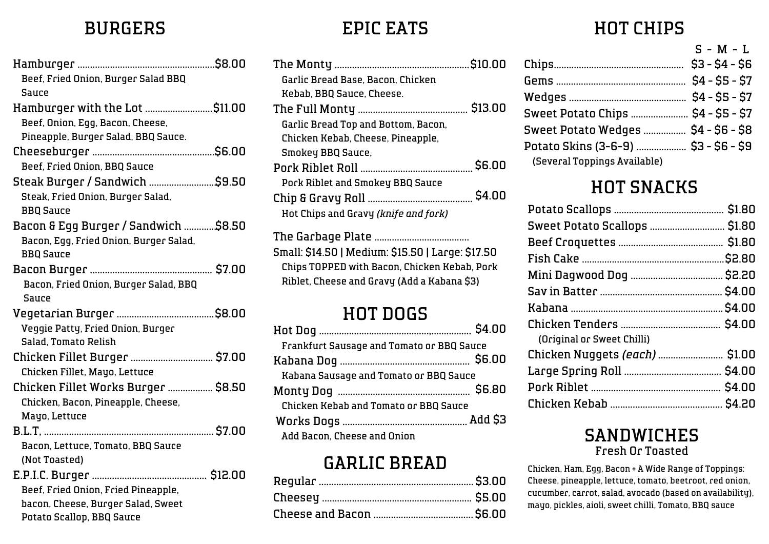## BURGERS

**Hamburger** ........ $8.00
Beef, Fried Onion, Burger Salad BBQ Sauce

**Hamburger with the Lot** ........ $11.00
Beef, Onion, Egg, Bacon, Cheese, Pineapple, Burger Salad, BBQ Sauce.

**Cheeseburger** ........ $6.00
Beef, Fried Onion, BBQ Sauce

**Steak Burger / Sandwich** ........ $9.50
Steak, Fried Onion, Burger Salad, BBQ Sauce

**Bacon & Egg Burger / Sandwich** ........ $8.50
Bacon, Egg, Fried Onion, Burger Salad, BBQ Sauce

**Bacon Burger** ........ $7.00
Bacon, Fried Onion, Burger Salad, BBQ Sauce

**Vegetarian Burger** ........ $8.00
Veggie Patty, Fried Onion, Burger Salad, Tomato Relish

**Chicken Fillet Burger** ........ $7.00
Chicken Fillet, Mayo, Lettuce

**Chicken Fillet Works Burger** ........ $8.50
Chicken, Bacon, Pineapple, Cheese, Mayo, Lettuce

**B.L.T,** ........ $7.00
Bacon, Lettuce, Tomato, BBQ Sauce (Not Toasted)

**E.P.I.C. Burger** ........ $12.00
Beef, Fried Onion, Fried Pineapple, bacon, Cheese, Burger Salad, Sweet Potato Scallop, BBQ Sauce

## EPIC EATS

**The Monty** ........ $10.00
Garlic Bread Base, Bacon, Chicken Kebab, BBQ Sauce, Cheese.

**The Full Monty** ........ $13.00
Garlic Bread Top and Bottom, Bacon, Chicken Kebab, Cheese, Pineapple, Smokey BBQ Sauce,

**Pork Riblet Roll** ........ $6.00
Pork Riblet and Smokey BBQ Sauce

**Chip & Gravy Roll** ........ $4.00
Hot Chips and Gravy *(knife and fork)*

**The Garbage Plate** ........
Small: $14.50 | Medium: $15.50 | Large: $17.50
Chips TOPPED with Bacon, Chicken Kebab, Pork Riblet, Cheese and Gravy (Add a Kabana $3)

## HOT DOGS

**Hot Dog** ........ $4.00
Frankfurt Sausage and Tomato or BBQ Sauce

**Kabana Dog** ........ $6.00
Kabana Sausage and Tomato or BBQ Sauce

**Monty Dog** ........ $6.80
Chicken Kebab and Tomato or BBQ Sauce

**Works Dogs** ........ Add $3
Add Bacon, Cheese and Onion

## GARLIC BREAD

| | |
|---|---|
| Regular | $3.00 |
| Cheesey | $5.00 |
| Cheese and Bacon | $6.00 |

## HOT CHIPS

| | S - M - L |
|---|---|
| Chips | $3 - $4 - $6 |
| Gems | $4 - $5 - $7 |
| Wedges | $4 - $5 - $7 |
| Sweet Potato Chips | $4 - $5 - $7 |
| Sweet Potato Wedges | $4 - $6 - $8 |
| Potato Skins (3-6-9) | $3 - $6 - $9 |

(Several Toppings Available)

## HOT SNACKS

| | |
|---|---|
| Potato Scallops | $1.80 |
| Sweet Potato Scallops | $1.80 |
| Beef Croquettes | $1.80 |
| Fish Cake | $2.80 |
| Mini Dagwood Dog | $2.20 |
| Sav in Batter | $4.00 |
| Kabana | $4.00 |
| Chicken Tenders (Original or Sweet Chilli) | $4.00 |
| Chicken Nuggets *(each)* | $1.00 |
| Large Spring Roll | $4.00 |
| Pork Riblet | $4.00 |
| Chicken Kebab | $4.20 |

## SANDWICHES

Fresh Or Toasted

Chicken, Ham, Egg, Bacon + A Wide Range of Toppings: Cheese, pineapple, lettuce, tomato, beetroot, red onion, cucumber, carrot, salad, avocado (based on availability), mayo, pickles, aioli, sweet chilli, Tomato, BBQ sauce